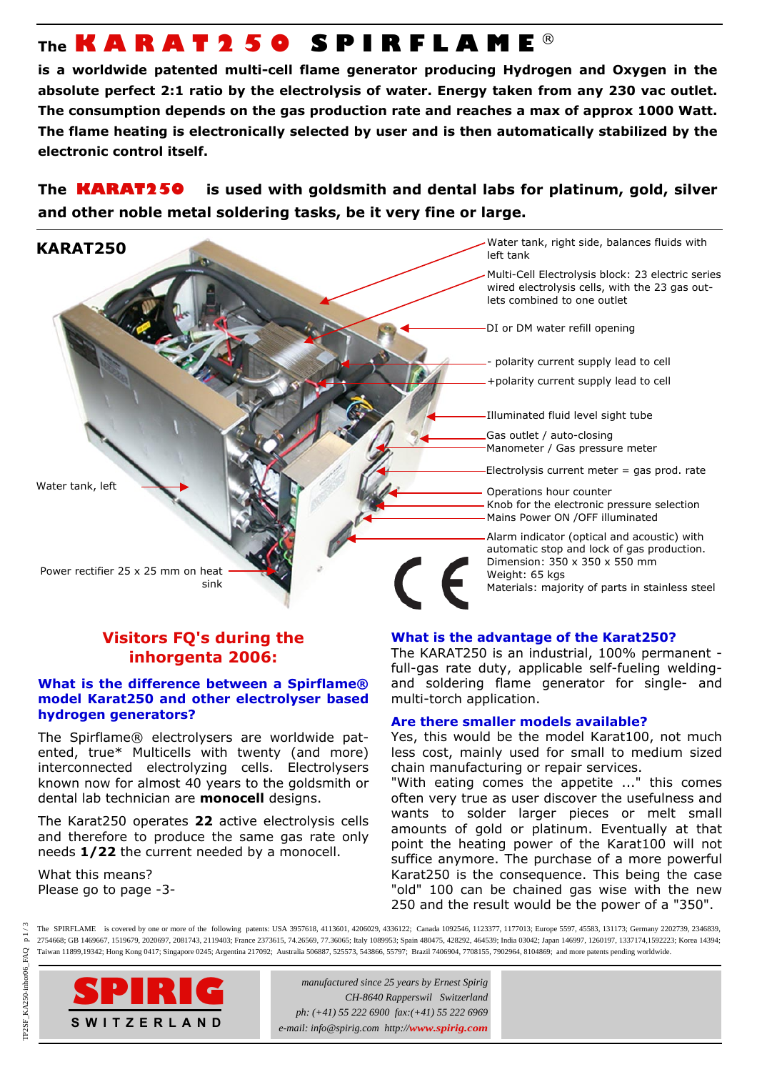# The KARAT250 SPIRFLAME®

**is a worldwide patented multi-cell flame generator producing Hydrogen and Oxygen in the absolute perfect 2:1 ratio by the electrolysis of water. Energy taken from any 230 vac outlet. The consumption depends on the gas production rate and reaches a max of approx 1000 Watt. The flame heating is electronically selected by user and is then automatically stabilized by the electronic control itself.**

**The KARAT250 is used with goldsmith and dental labs for platinum, gold, silver and other noble metal soldering tasks, be it very fine or large.**

**KARAT250**

- Water tank, right side, balances fluids with left tank
- Multi-Cell Electrolysis block: 23 electric series wired electrolysis cells, with the 23 gas outlets combined to one outlet
- DI or DM water refill opening
- - polarity current supply lead to cell
- +polarity current supply lead to cell
- Illuminated fluid level sight tube
- Gas outlet / auto-closing
- Manometer / Gas pressure meter
- Electrolysis current meter = gas prod. rate
- Operations hour counter
- Knob for the electronic pressure selection
- Mains Power ON /OFF illuminated
- Alarm indicator (optical and acoustic) with automatic stop and lock of gas production.
- Water tank, left
- Power rectifier 25 x 25 mm on heat sink

Dimension: 350 x 350 x 550 mm
Weight: 65 kgs
Materials: majority of parts in stainless steel

CE

## Visitors FQ's during the inhorgenta 2006:

### What is the difference between a Spirflame® model Karat250 and other electrolyser based hydrogen generators?

The Spirflame® electrolysers are worldwide patented, true* Multicells with twenty (and more) interconnected electrolyzing cells. Electrolysers known now for almost 40 years to the goldsmith or dental lab technician are **monocell** designs.

The Karat250 operates **22** active electrolysis cells and therefore to produce the same gas rate only needs **1/22** the current needed by a monocell.

What this means?
Please go to page -3-

### What is the advantage of the Karat250?

The KARAT250 is an industrial, 100% permanent - full-gas rate duty, applicable self-fueling welding- and soldering flame generator for single- and multi-torch application.

### Are there smaller models available?

Yes, this would be the model Karat100, not much less cost, mainly used for small to medium sized chain manufacturing or repair services.

"With eating comes the appetite ..." this comes often very true as user discover the usefulness and wants to solder larger pieces or melt small amounts of gold or platinum. Eventually at that point the heating power of the Karat100 will not suffice anymore. The purchase of a more powerful Karat250 is the consequence. This being the case "old" 100 can be chained gas wise with the new 250 and the result would be the power of a "350".

The SPIRFLAME is covered by one or more of the following patents: USA 3957618, 4113601, 4206029, 4336122; Canada 1092546, 1123377, 1177013; Europe 5597, 45583, 131173; Germany 2202739, 2346839, 2754668; GB 1469667, 1519679, 2020697, 2081743, 2119403; France 2373615, 74.26569, 77.36065; Italy 1089953; Spain 480475, 428292, 464539; India 03042; Japan 146997, 1260197, 1337174,1592223; Korea 14394; Taiwan 11899,19342; Hong Kong 0417; Singapore 0245; Argentina 217092; Australia 506887, 525573, 543866, 55797; Brazil 7406904, 7708155, 7902964, 8104869; and more patents pending worldwide.

**SPIRIG**
SWITZERLAND

*manufactured since 25 years by Ernest Spirig*
*CH-8640 Rapperswil Switzerland*
*ph: (+41) 55 222 6900 fax:(+41) 55 222 6969*
*e-mail: info@spirig.com http://www.spirig.com*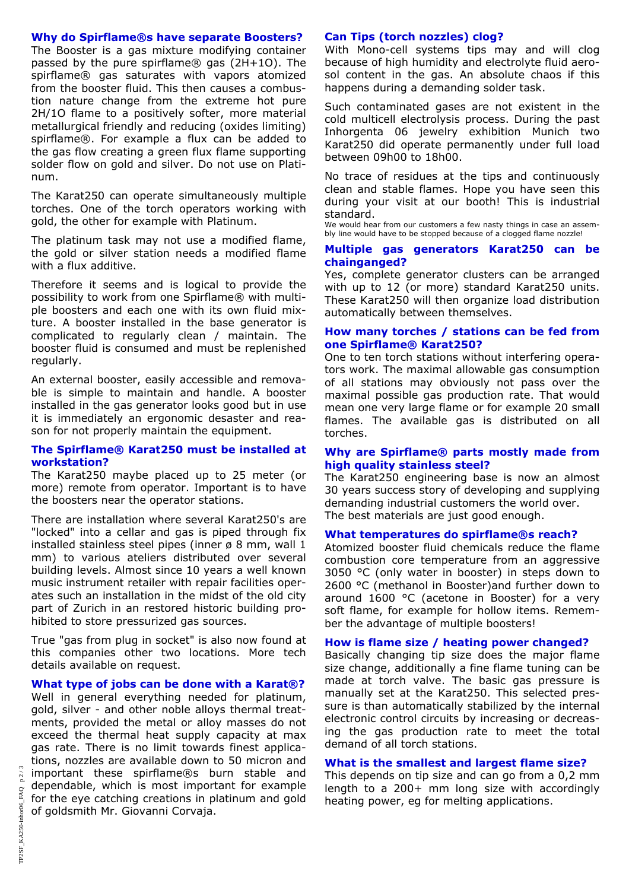### Why do Spirflame®s have separate Boosters?

The Booster is a gas mixture modifying container passed by the pure spirflame® gas (2H+1O). The spirflame® gas saturates with vapors atomized from the booster fluid. This then causes a combustion nature change from the extreme hot pure 2H/1O flame to a positively softer, more material metallurgical friendly and reducing (oxides limiting) spirflame®. For example a flux can be added to the gas flow creating a green flux flame supporting solder flow on gold and silver. Do not use on Platinum.

The Karat250 can operate simultaneously multiple torches. One of the torch operators working with gold, the other for example with Platinum.

The platinum task may not use a modified flame, the gold or silver station needs a modified flame with a flux additive.

Therefore it seems and is logical to provide the possibility to work from one Spirflame® with multiple boosters and each one with its own fluid mixture. A booster installed in the base generator is complicated to regularly clean / maintain. The booster fluid is consumed and must be replenished regularly.

An external booster, easily accessible and removable is simple to maintain and handle. A booster installed in the gas generator looks good but in use it is immediately an ergonomic desaster and reason for not properly maintain the equipment.

### The Spirflame® Karat250 must be installed at workstation?

The Karat250 maybe placed up to 25 meter (or more) remote from operator. Important is to have the boosters near the operator stations.

There are installation where several Karat250's are "locked" into a cellar and gas is piped through fix installed stainless steel pipes (inner ø 8 mm, wall 1 mm) to various ateliers distributed over several building levels. Almost since 10 years a well known music instrument retailer with repair facilities operates such an installation in the midst of the old city part of Zurich in an restored historic building prohibited to store pressurized gas sources.

True "gas from plug in socket" is also now found at this companies other two locations. More tech details available on request.

### What type of jobs can be done with a Karat®?

Well in general everything needed for platinum, gold, silver - and other noble alloys thermal treatments, provided the metal or alloy masses do not exceed the thermal heat supply capacity at max gas rate. There is no limit towards finest applications, nozzles are available down to 50 micron and important these spirflame®s burn stable and dependable, which is most important for example for the eye catching creations in platinum and gold of goldsmith Mr. Giovanni Corvaja.

### Can Tips (torch nozzles) clog?

With Mono-cell systems tips may and will clog because of high humidity and electrolyte fluid aerosol content in the gas. An absolute chaos if this happens during a demanding solder task.

Such contaminated gases are not existent in the cold multicell electrolysis process. During the past Inhorgenta 06 jewelry exhibition Munich two Karat250 did operate permanently under full load between 09h00 to 18h00.

No trace of residues at the tips and continuously clean and stable flames. Hope you have seen this during your visit at our booth! This is industrial standard.

We would hear from our customers a few nasty things in case an assembly line would have to be stopped because of a clogged flame nozzle!

### Multiple gas generators Karat250 can be chainganged?

Yes, complete generator clusters can be arranged with up to 12 (or more) standard Karat250 units. These Karat250 will then organize load distribution automatically between themselves.

### How many torches / stations can be fed from one Spirflame® Karat250?

One to ten torch stations without interfering operators work. The maximal allowable gas consumption of all stations may obviously not pass over the maximal possible gas production rate. That would mean one very large flame or for example 20 small flames. The available gas is distributed on all torches.

### Why are Spirflame® parts mostly made from high quality stainless steel?

The Karat250 engineering base is now an almost 30 years success story of developing and supplying demanding industrial customers the world over. The best materials are just good enough.

### What temperatures do spirflame®s reach?

Atomized booster fluid chemicals reduce the flame combustion core temperature from an aggressive 3050 °C (only water in booster) in steps down to 2600 °C (methanol in Booster)and further down to around 1600 °C (acetone in Booster) for a very soft flame, for example for hollow items. Remember the advantage of multiple boosters!

### How is flame size / heating power changed?

Basically changing tip size does the major flame size change, additionally a fine flame tuning can be made at torch valve. The basic gas pressure is manually set at the Karat250. This selected pressure is than automatically stabilized by the internal electronic control circuits by increasing or decreasing the gas production rate to meet the total demand of all torch stations.

### What is the smallest and largest flame size?

This depends on tip size and can go from a 0,2 mm length to a 200+ mm long size with accordingly heating power, eg for melting applications.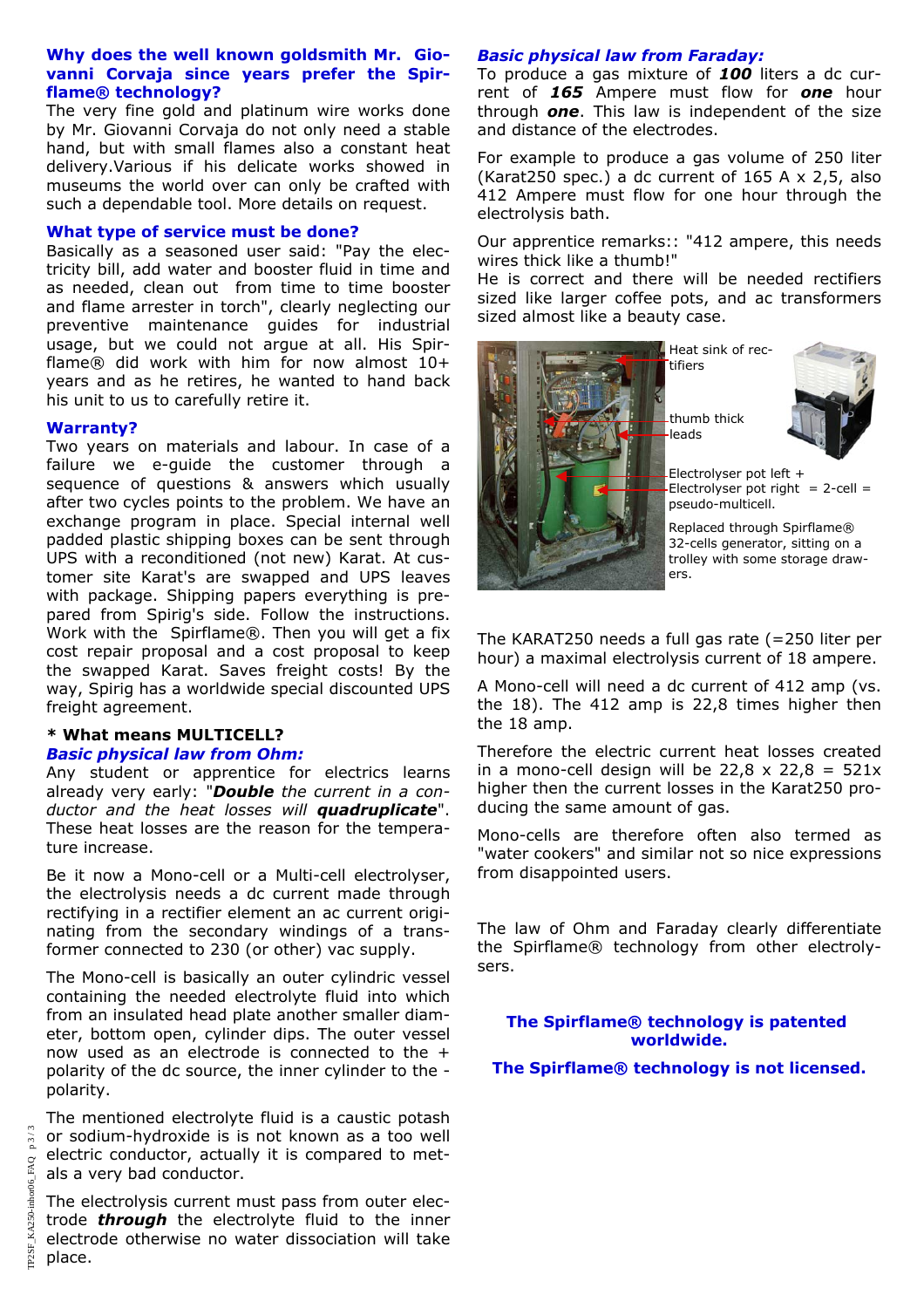**Why does the well known goldsmith Mr. Giovanni Corvaja since years prefer the Spirflame® technology?**

The very fine gold and platinum wire works done by Mr. Giovanni Corvaja do not only need a stable hand, but with small flames also a constant heat delivery.Various if his delicate works showed in museums the world over can only be crafted with such a dependable tool. More details on request.

**What type of service must be done?**

Basically as a seasoned user said: "Pay the electricity bill, add water and booster fluid in time and as needed, clean out from time to time booster and flame arrester in torch", clearly neglecting our preventive maintenance guides for industrial usage, but we could not argue at all. His Spirflame® did work with him for now almost 10+ years and as he retires, he wanted to hand back his unit to us to carefully retire it.

**Warranty?**

Two years on materials and labour. In case of a failure we e-guide the customer through a sequence of questions & answers which usually after two cycles points to the problem. We have an exchange program in place. Special internal well padded plastic shipping boxes can be sent through UPS with a reconditioned (not new) Karat. At customer site Karat's are swapped and UPS leaves with package. Shipping papers everything is prepared from Spirig's side. Follow the instructions. Work with the Spirflame®. Then you will get a fix cost repair proposal and a cost proposal to keep the swapped Karat. Saves freight costs! By the way, Spirig has a worldwide special discounted UPS freight agreement.

**\* What means MULTICELL?**

***Basic physical law from Ohm:***

Any student or apprentice for electrics learns already very early: "***Double** the current in a conductor and the heat losses will **quadruplicate***". These heat losses are the reason for the temperature increase.

Be it now a Mono-cell or a Multi-cell electrolyser, the electrolysis needs a dc current made through rectifying in a rectifier element an ac current originating from the secondary windings of a transformer connected to 230 (or other) vac supply.

The Mono-cell is basically an outer cylindric vessel containing the needed electrolyte fluid into which from an insulated head plate another smaller diameter, bottom open, cylinder dips. The outer vessel now used as an electrode is connected to the + polarity of the dc source, the inner cylinder to the - polarity.

The mentioned electrolyte fluid is a caustic potash or sodium-hydroxide is is not known as a too well electric conductor, actually it is compared to metals a very bad conductor.

The electrolysis current must pass from outer electrode ***through*** the electrolyte fluid to the inner electrode otherwise no water dissociation will take place.

***Basic physical law from Faraday:***

To produce a gas mixture of ***100*** liters a dc current of ***165*** Ampere must flow for ***one*** hour through ***one***. This law is independent of the size and distance of the electrodes.

For example to produce a gas volume of 250 liter (Karat250 spec.) a dc current of 165 A x 2,5, also 412 Ampere must flow for one hour through the electrolysis bath.

Our apprentice remarks:: "412 ampere, this needs wires thick like a thumb!"
He is correct and there will be needed rectifiers sized like larger coffee pots, and ac transformers sized almost like a beauty case.

Heat sink of rectifiers

thumb thick leads

Electrolyser pot left +
Electrolyser pot right = 2-cell = pseudo-multicell.

Replaced through Spirflame® 32-cells generator, sitting on a trolley with some storage drawers.

The KARAT250 needs a full gas rate (=250 liter per hour) a maximal electrolysis current of 18 ampere.

A Mono-cell will need a dc current of 412 amp (vs. the 18). The 412 amp is 22,8 times higher then the 18 amp.

Therefore the electric current heat losses created in a mono-cell design will be 22,8 x 22,8 = 521x higher then the current losses in the Karat250 producing the same amount of gas.

Mono-cells are therefore often also termed as "water cookers" and similar not so nice expressions from disappointed users.

The law of Ohm and Faraday clearly differentiate the Spirflame® technology from other electrolysers.

**The Spirflame® technology is patented worldwide.**

**The Spirflame® technology is not licensed.**